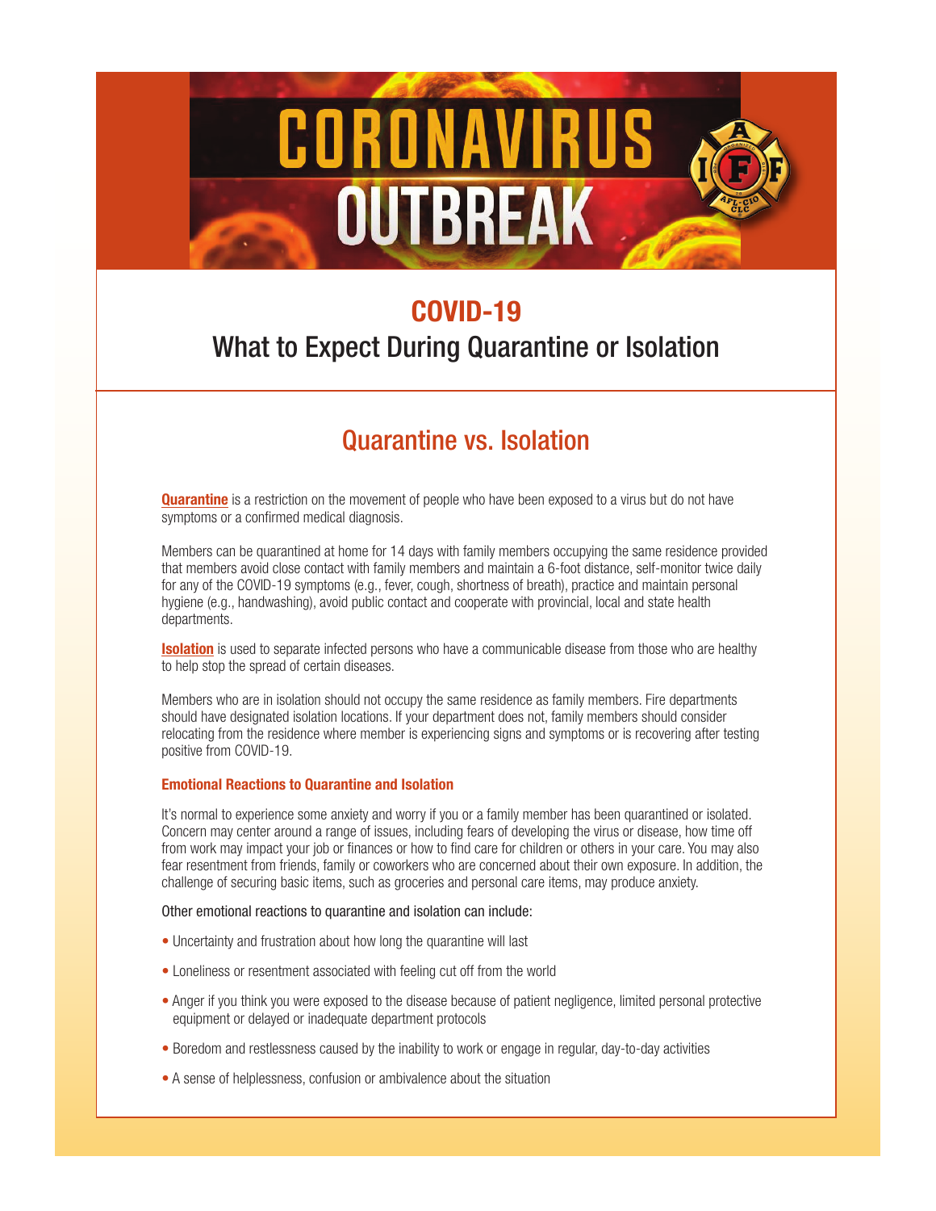# CORONAVIRUS OUTBREAK

## COVID-19

## What to Expect During Quarantine or Isolation

## Quarantine vs. Isolation

**Quarantine** is a restriction on the movement of people who have been exposed to a virus but do not have symptoms or a confirmed medical diagnosis.

Members can be quarantined at home for 14 days with family members occupying the same residence provided that members avoid close contact with family members and maintain a 6-foot distance, self-monitor twice daily for any of the COVID-19 symptoms (e.g., fever, cough, shortness of breath), practice and maintain personal hygiene (e.g., handwashing), avoid public contact and cooperate with provincial, local and state health departments.

**Isolation** is used to separate infected persons who have a communicable disease from those who are healthy to help stop the spread of certain diseases.

Members who are in isolation should not occupy the same residence as family members. Fire departments should have designated isolation locations. If your department does not, family members should consider relocating from the residence where member is experiencing signs and symptoms or is recovering after testing positive from COVID-19.

### Emotional Reactions to Quarantine and Isolation

It's normal to experience some anxiety and worry if you or a family member has been quarantined or isolated. Concern may center around a range of issues, including fears of developing the virus or disease, how time off from work may impact your job or finances or how to find care for children or others in your care. You may also fear resentment from friends, family or coworkers who are concerned about their own exposure. In addition, the challenge of securing basic items, such as groceries and personal care items, may produce anxiety.

Other emotional reactions to quarantine and isolation can include:

- Uncertainty and frustration about how long the quarantine will last
- Loneliness or resentment associated with feeling cut off from the world
- Anger if you think you were exposed to the disease because of patient negligence, limited personal protective equipment or delayed or inadequate department protocols
- Boredom and restlessness caused by the inability to work or engage in regular, day-to-day activities
- A sense of helplessness, confusion or ambivalence about the situation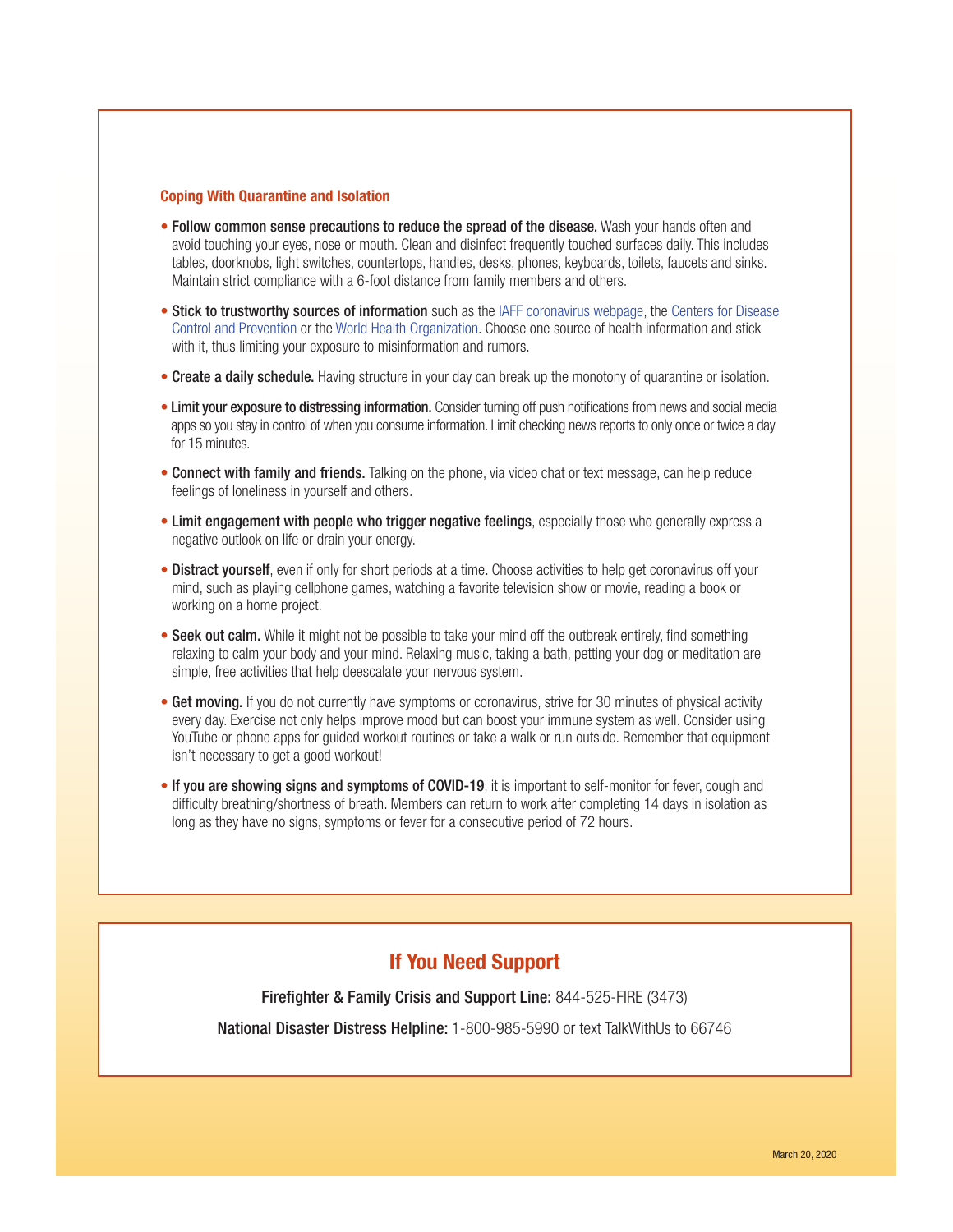## Coping With Quarantine and Isolation

- **Follow common sense precautions to reduce the spread of the disease.** Wash your hands often and avoid touching your eyes, nose or mouth. Clean and disinfect frequently touched surfaces daily. This includes tables, doorknobs, light switches, countertops, handles, desks, phones, keyboards, toilets, faucets and sinks. Maintain strict compliance with a 6-foot distance from family members and others.

- **Stick to trustworthy sources of information** such as the IAFF coronavirus webpage, the Centers for Disease Control and Prevention or the World Health Organization. Choose one source of health information and stick with it, thus limiting your exposure to misinformation and rumors.

- **Create a daily schedule.** Having structure in your day can break up the monotony of quarantine or isolation.

- **Limit your exposure to distressing information.** Consider turning off push notifications from news and social media apps so you stay in control of when you consume information. Limit checking news reports to only once or twice a day for 15 minutes.

- **Connect with family and friends.** Talking on the phone, via video chat or text message, can help reduce feelings of loneliness in yourself and others.

- **Limit engagement with people who trigger negative feelings**, especially those who generally express a negative outlook on life or drain your energy.

- **Distract yourself**, even if only for short periods at a time. Choose activities to help get coronavirus off your mind, such as playing cellphone games, watching a favorite television show or movie, reading a book or working on a home project.

- **Seek out calm.** While it might not be possible to take your mind off the outbreak entirely, find something relaxing to calm your body and your mind. Relaxing music, taking a bath, petting your dog or meditation are simple, free activities that help deescalate your nervous system.

- **Get moving.** If you do not currently have symptoms or coronavirus, strive for 30 minutes of physical activity every day. Exercise not only helps improve mood but can boost your immune system as well. Consider using YouTube or phone apps for guided workout routines or take a walk or run outside. Remember that equipment isn't necessary to get a good workout!

- **If you are showing signs and symptoms of COVID-19**, it is important to self-monitor for fever, cough and difficulty breathing/shortness of breath. Members can return to work after completing 14 days in isolation as long as they have no signs, symptoms or fever for a consecutive period of 72 hours.

## If You Need Support

**Firefighter & Family Crisis and Support Line:** 844-525-FIRE (3473)

**National Disaster Distress Helpline:** 1-800-985-5990 or text TalkWithUs to 66746

March 20, 2020